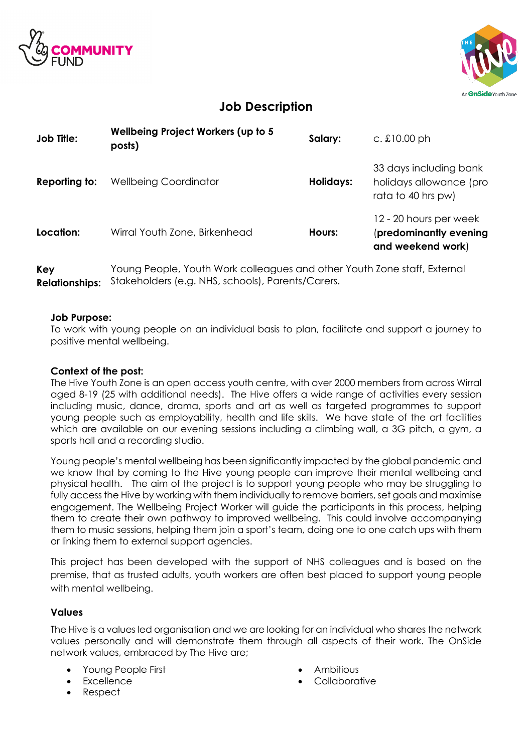# Job Description

| | | | |
|---|---|---|---|
| **Job Title:** | **Wellbeing Project Workers (up to 5 posts)** | **Salary:** | c. £10.00 ph |
| **Reporting to:** | Wellbeing Coordinator | **Holidays:** | 33 days including bank holidays allowance (pro rata to 40 hrs pw) |
| **Location:** | Wirral Youth Zone, Birkenhead | **Hours:** | 12 - 20 hours per week (**predominantly evening and weekend work**) |
| **Key Relationships:** | Young People, Youth Work colleagues and other Youth Zone staff, External Stakeholders (e.g. NHS, schools), Parents/Carers. | | |

**Job Purpose:**
To work with young people on an individual basis to plan, facilitate and support a journey to positive mental wellbeing.

**Context of the post:**
The Hive Youth Zone is an open access youth centre, with over 2000 members from across Wirral aged 8-19 (25 with additional needs). The Hive offers a wide range of activities every session including music, dance, drama, sports and art as well as targeted programmes to support young people such as employability, health and life skills. We have state of the art facilities which are available on our evening sessions including a climbing wall, a 3G pitch, a gym, a sports hall and a recording studio.

Young people's mental wellbeing has been significantly impacted by the global pandemic and we know that by coming to the Hive young people can improve their mental wellbeing and physical health. The aim of the project is to support young people who may be struggling to fully access the Hive by working with them individually to remove barriers, set goals and maximise engagement. The Wellbeing Project Worker will guide the participants in this process, helping them to create their own pathway to improved wellbeing. This could involve accompanying them to music sessions, helping them join a sport's team, doing one to one catch ups with them or linking them to external support agencies.

This project has been developed with the support of NHS colleagues and is based on the premise, that as trusted adults, youth workers are often best placed to support young people with mental wellbeing.

**Values**
The Hive is a values led organisation and we are looking for an individual who shares the network values personally and will demonstrate them through all aspects of their work. The OnSide network values, embraced by The Hive are;

- Young People First
- Excellence
- Respect
- Ambitious
- Collaborative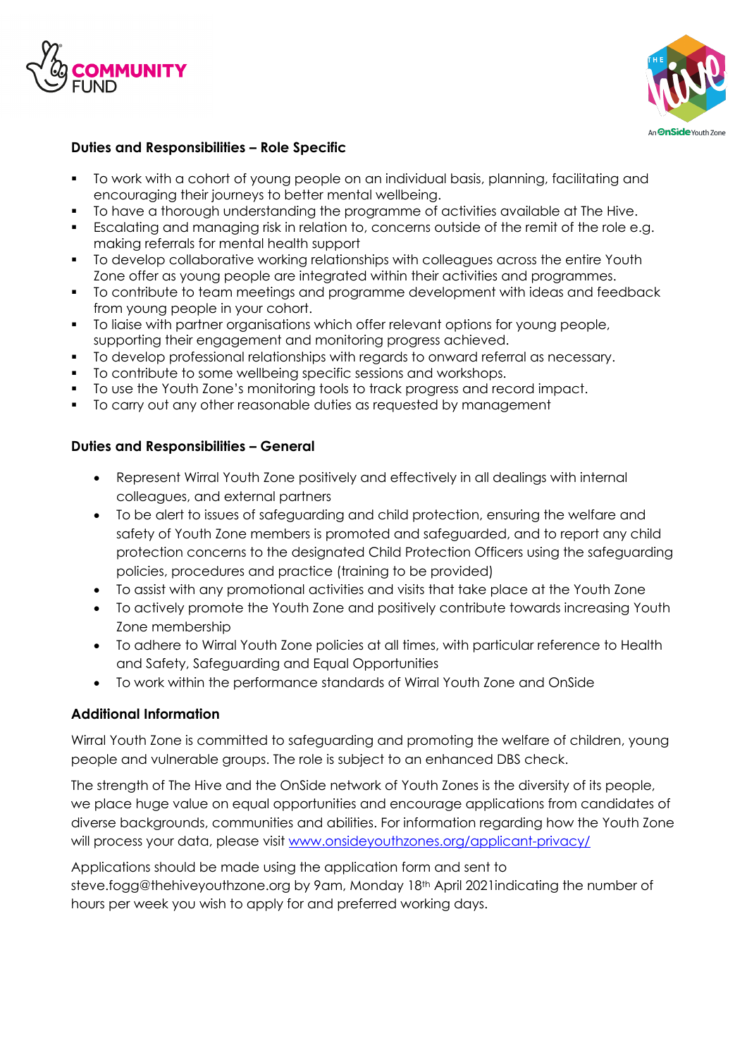**Duties and Responsibilities – Role Specific**

- To work with a cohort of young people on an individual basis, planning, facilitating and encouraging their journeys to better mental wellbeing.
- To have a thorough understanding the programme of activities available at The Hive.
- Escalating and managing risk in relation to, concerns outside of the remit of the role e.g. making referrals for mental health support
- To develop collaborative working relationships with colleagues across the entire Youth Zone offer as young people are integrated within their activities and programmes.
- To contribute to team meetings and programme development with ideas and feedback from young people in your cohort.
- To liaise with partner organisations which offer relevant options for young people, supporting their engagement and monitoring progress achieved.
- To develop professional relationships with regards to onward referral as necessary.
- To contribute to some wellbeing specific sessions and workshops.
- To use the Youth Zone's monitoring tools to track progress and record impact.
- To carry out any other reasonable duties as requested by management

**Duties and Responsibilities – General**

- Represent Wirral Youth Zone positively and effectively in all dealings with internal colleagues, and external partners
- To be alert to issues of safeguarding and child protection, ensuring the welfare and safety of Youth Zone members is promoted and safeguarded, and to report any child protection concerns to the designated Child Protection Officers using the safeguarding policies, procedures and practice (training to be provided)
- To assist with any promotional activities and visits that take place at the Youth Zone
- To actively promote the Youth Zone and positively contribute towards increasing Youth Zone membership
- To adhere to Wirral Youth Zone policies at all times, with particular reference to Health and Safety, Safeguarding and Equal Opportunities
- To work within the performance standards of Wirral Youth Zone and OnSide

**Additional Information**

Wirral Youth Zone is committed to safeguarding and promoting the welfare of children, young people and vulnerable groups. The role is subject to an enhanced DBS check.

The strength of The Hive and the OnSide network of Youth Zones is the diversity of its people, we place huge value on equal opportunities and encourage applications from candidates of diverse backgrounds, communities and abilities. For information regarding how the Youth Zone will process your data, please visit www.onsideyouthzones.org/applicant-privacy/

Applications should be made using the application form and sent to steve.fogg@thehiveyouthzone.org by 9am, Monday 18th April 2021indicating the number of hours per week you wish to apply for and preferred working days.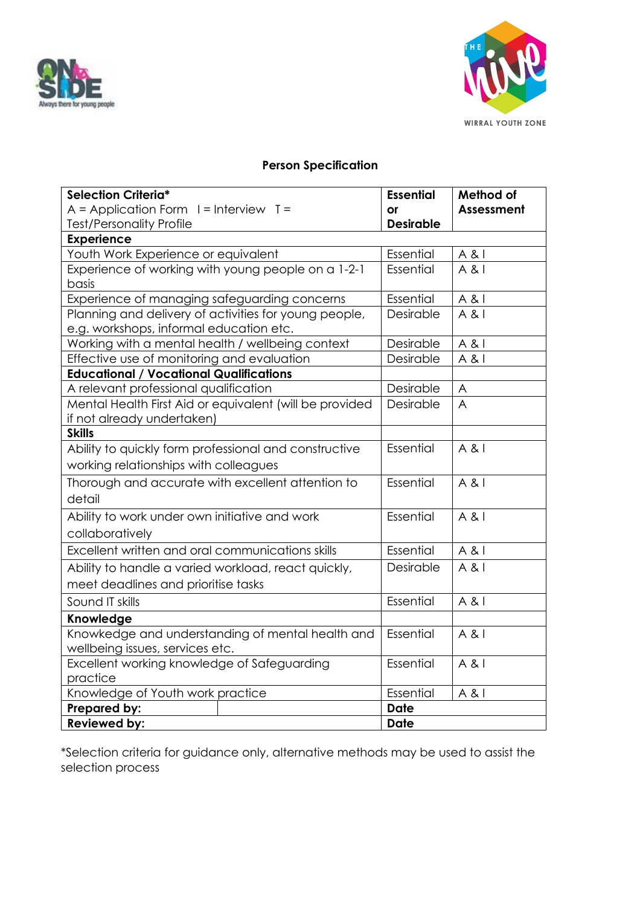## Person Specification

| Selection Criteria* A = Application Form I = Interview T = Test/Personality Profile | Essential or Desirable | Method of Assessment |
|---|---|---|
| **Experience** | | |
| Youth Work Experience or equivalent | Essential | A & I |
| Experience of working with young people on a 1-2-1 basis | Essential | A & I |
| Experience of managing safeguarding concerns | Essential | A & I |
| Planning and delivery of activities for young people, e.g. workshops, informal education etc. | Desirable | A & I |
| Working with a mental health / wellbeing context | Desirable | A & I |
| Effective use of monitoring and evaluation | Desirable | A & I |
| **Educational / Vocational Qualifications** | | |
| A relevant professional qualification | Desirable | A |
| Mental Health First Aid or equivalent (will be provided if not already undertaken) | Desirable | A |
| **Skills** | | |
| Ability to quickly form professional and constructive working relationships with colleagues | Essential | A & I |
| Thorough and accurate with excellent attention to detail | Essential | A & I |
| Ability to work under own initiative and work collaboratively | Essential | A & I |
| Excellent written and oral communications skills | Essential | A & I |
| Ability to handle a varied workload, react quickly, meet deadlines and prioritise tasks | Desirable | A & I |
| Sound IT skills | Essential | A & I |
| **Knowledge** | | |
| Knowkedge and understanding of mental health and wellbeing issues, services etc. | Essential | A & I |
| Excellent working knowledge of Safeguarding practice | Essential | A & I |
| Knowledge of Youth work practice | Essential | A & I |
| **Prepared by:** | **Date** | |
| **Reviewed by:** | **Date** | |

*Selection criteria for guidance only, alternative methods may be used to assist the selection process